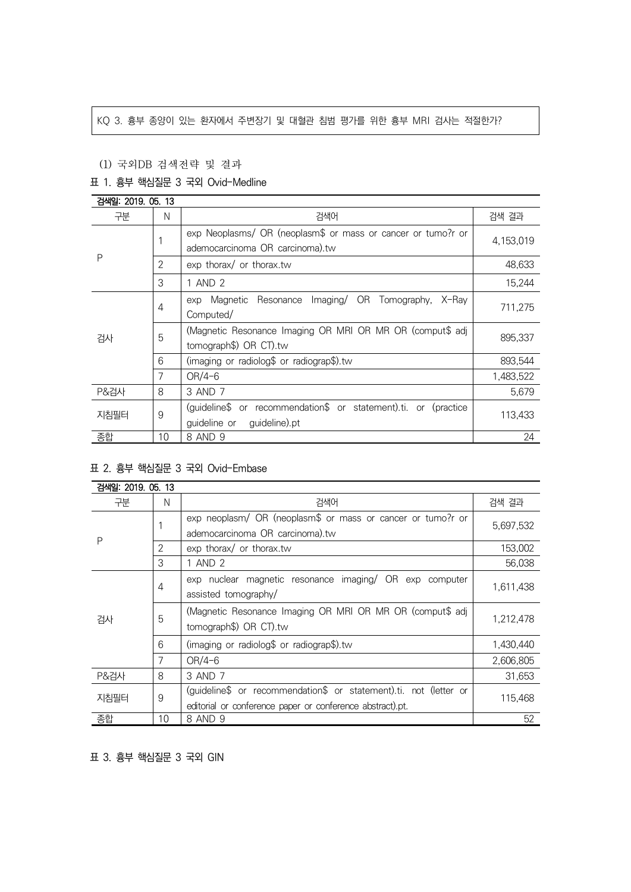KQ 3. 흉부 종양이 있는 환자에서 주변장기 및 대혈관 침범 평가를 위한 흉부 MRI 검사는 적절한가?

(1) 국외DB 검색전략 및 결과

표 1. 흉부 핵심질문 3 국외 Ovid-Medline

| 검색일: 2019. 05. 13 | | | |
|---|---|---|---|
| 구분 | N | 검색어 | 검색 결과 |
| P | 1 | exp Neoplasms/ OR (neoplasm$ or mass or cancer or tumo?r or ademocarcinoma OR carcinoma).tw | 4,153,019 |
| | 2 | exp thorax/ or thorax.tw | 48,633 |
| | 3 | 1 AND 2 | 15,244 |
| 검사 | 4 | exp Magnetic Resonance Imaging/ OR Tomography, X-Ray Computed/ | 711,275 |
| | 5 | (Magnetic Resonance Imaging OR MRI OR MR OR (comput$ adj tomograph$) OR CT).tw | 895,337 |
| | 6 | (imaging or radiolog$ or radiograp$).tw | 893,544 |
| | 7 | OR/4-6 | 1,483,522 |
| P&검사 | 8 | 3 AND 7 | 5,679 |
| 지침필터 | 9 | (guideline$ or recommendation$ or statement).ti. or (practice guideline or guideline).pt | 113,433 |
| 종합 | 10 | 8 AND 9 | 24 |

표 2. 흉부 핵심질문 3 국외 Ovid-Embase

| 검색일: 2019. 05. 13 | | | |
|---|---|---|---|
| 구분 | N | 검색어 | 검색 결과 |
| P | 1 | exp neoplasm/ OR (neoplasm$ or mass or cancer or tumo?r or ademocarcinoma OR carcinoma).tw | 5,697,532 |
| | 2 | exp thorax/ or thorax.tw | 153,002 |
| | 3 | 1 AND 2 | 56,038 |
| 검사 | 4 | exp nuclear magnetic resonance imaging/ OR exp computer assisted tomography/ | 1,611,438 |
| | 5 | (Magnetic Resonance Imaging OR MRI OR MR OR (comput$ adj tomograph$) OR CT).tw | 1,212,478 |
| | 6 | (imaging or radiolog$ or radiograp$).tw | 1,430,440 |
| | 7 | OR/4-6 | 2,606,805 |
| P&검사 | 8 | 3 AND 7 | 31,653 |
| 지침필터 | 9 | (guideline$ or recommendation$ or statement).ti. not (letter or editorial or conference paper or conference abstract).pt. | 115,468 |
| 종합 | 10 | 8 AND 9 | 52 |

표 3. 흉부 핵심질문 3 국외 GIN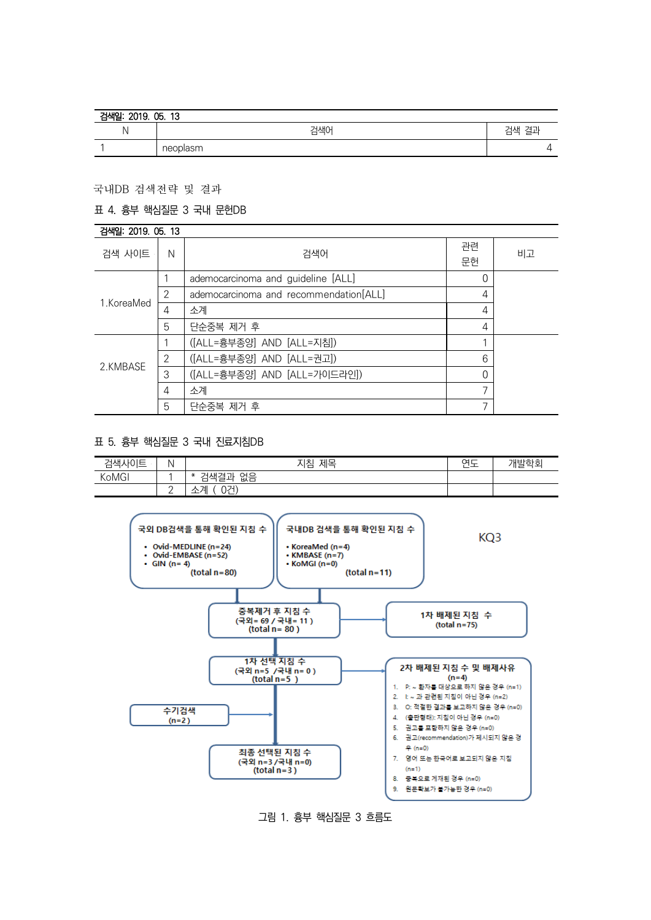| 검색일: 2019. 05. 13 | | |
|---|---|---|
| N | 검색어 | 검색 결과 |
| 1 | neoplasm | 4 |

국내DB 검색전략 및 결과

표 4. 흉부 핵심질문 3 국내 문헌DB

| 검색일: 2019. 05. 13 | | | | |
|---|---|---|---|---|
| 검색 사이트 | N | 검색어 | 관련 문헌 | 비고 |
| 1.KoreaMed | 1 | ademocarcinoma and guideline [ALL] | 0 | |
| | 2 | ademocarcinoma and recommendation[ALL] | 4 | |
| | 4 | 소계 | 4 | |
| | 5 | 단순중복 제거 후 | 4 | |
| 2.KMBASE | 1 | ([ALL=흉부종양] AND [ALL=지침]) | 1 | |
| | 2 | ([ALL=흉부종양] AND [ALL=권고]) | 6 | |
| | 3 | ([ALL=흉부종양] AND [ALL=가이드라인]) | 0 | |
| | 4 | 소계 | 7 | |
| | 5 | 단순중복 제거 후 | 7 | |

표 5. 흉부 핵심질문 3 국내 진료지침DB

| 검색사이트 | N | 지침 제목 | 연도 | 개발학회 |
|---|---|---|---|---|
| KoMGI | 1 | * 검색결과 없음 | | |
| | 2 | 소계 ( 0건) | | |

KQ3

국외 DB검색을 통해 확인된 지침 수
- Ovid-MEDLINE (n=24)
- Ovid-EMBASE (n=52)
- GIN (n= 4)

(total n=80)

국내DB 검색을 통해 확인된 지침 수
- KoreaMed (n=4)
- KMBASE (n=7)
- KoMGI (n=0)

(total n=11)

중복제거 후 지침 수
(국외= 69 / 국내= 11 )
(total n= 80 )

1차 배제된 지침 수
(total n=75)

1차 선택 지침 수
(국외 n=5 /국내 n= 0 )
(total n=5 )

2차 배제된 지침 수 및 배제사유
(n=4)
1. P: ~ 환자를 대상으로 하지 않은 경우 (n=1)
2. I: ~ 과 관련된 지침이 아닌 경우 (n=2)
3. O: 적절한 결과를 보고하지 않은 경우 (n=0)
4. (출판형태): 지침이 아닌 경우 (n=0)
5. 권고를 포함하지 않은 경우 (n=0)
6. 권고(recommendation)가 제시되지 않은 경우 (n=0)
7. 영어 또는 한국어로 보고되지 않은 지침 (n=1)
8. 중복으로 게재된 경우 (n=0)
9. 원문확보가 불가능한 경우 (n=0)

수기검색
(n=2 )

최종 선택된 지침 수
(국외 n=3 /국내 n=0)
(total n=3 )

그림 1. 흉부 핵심질문 3 흐름도